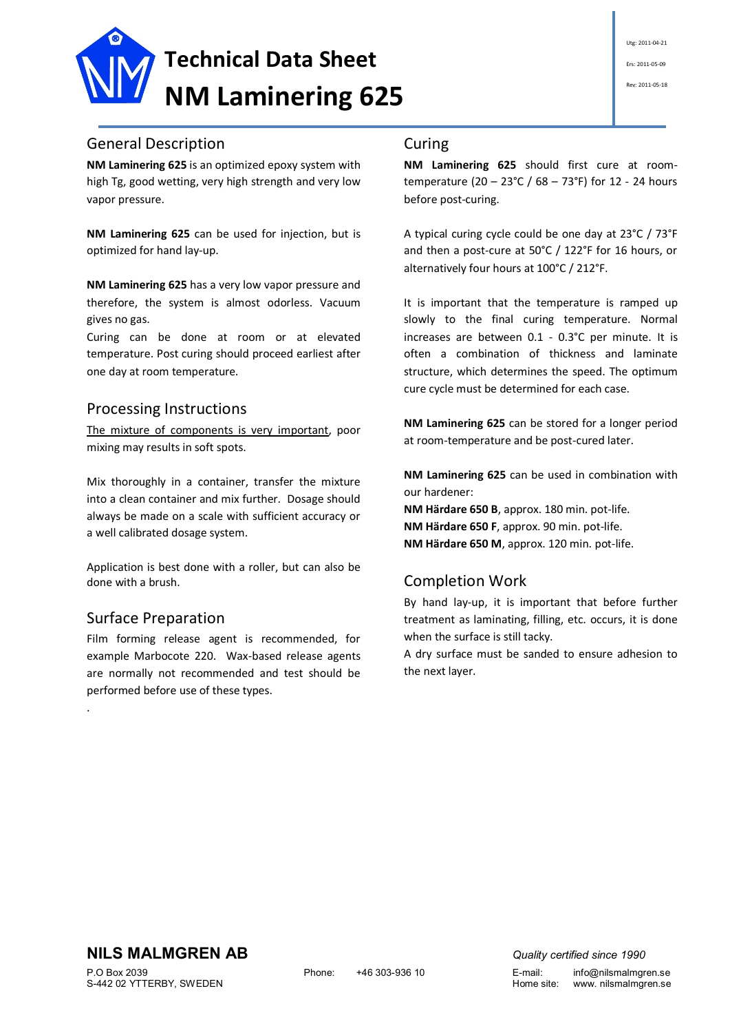# Technical Data Sheet
# NM Laminering 625

Utg: 2011-04-21

Ers: 2011-05-09

Rev: 2011-05-18

## General Description

**NM Laminering 625** is an optimized epoxy system with high Tg, good wetting, very high strength and very low vapor pressure.

**NM Laminering 625** can be used for injection, but is optimized for hand lay-up.

**NM Laminering 625** has a very low vapor pressure and therefore, the system is almost odorless. Vacuum gives no gas.
Curing can be done at room or at elevated temperature. Post curing should proceed earliest after one day at room temperature.

## Processing Instructions

<u>The mixture of components is very important</u>, poor mixing may results in soft spots.

Mix thoroughly in a container, transfer the mixture into a clean container and mix further. Dosage should always be made on a scale with sufficient accuracy or a well calibrated dosage system.

Application is best done with a roller, but can also be done with a brush.

## Surface Preparation

Film forming release agent is recommended, for example Marbocote 220. Wax-based release agents are normally not recommended and test should be performed before use of these types.

.

## Curing

**NM Laminering 625** should first cure at room-temperature (20 – 23°C / 68 – 73°F) for 12 - 24 hours before post-curing.

A typical curing cycle could be one day at 23°C / 73°F and then a post-cure at 50°C / 122°F for 16 hours, or alternatively four hours at 100°C / 212°F.

It is important that the temperature is ramped up slowly to the final curing temperature. Normal increases are between 0.1 - 0.3°C per minute. It is often a combination of thickness and laminate structure, which determines the speed. The optimum cure cycle must be determined for each case.

**NM Laminering 625** can be stored for a longer period at room-temperature and be post-cured later.

**NM Laminering 625** can be used in combination with our hardener:
**NM Härdare 650 B**, approx. 180 min. pot-life.
**NM Härdare 650 F**, approx. 90 min. pot-life.
**NM Härdare 650 M**, approx. 120 min. pot-life.

## Completion Work

By hand lay-up, it is important that before further treatment as laminating, filling, etc. occurs, it is done when the surface is still tacky.
A dry surface must be sanded to ensure adhesion to the next layer.

**NILS MALMGREN AB**

P.O Box 2039
S-442 02 YTTERBY, SWEDEN

Phone: +46 303-936 10

*Quality certified since 1990*

E-mail: info@nilsmalmgren.se
Home site: www. nilsmalmgren.se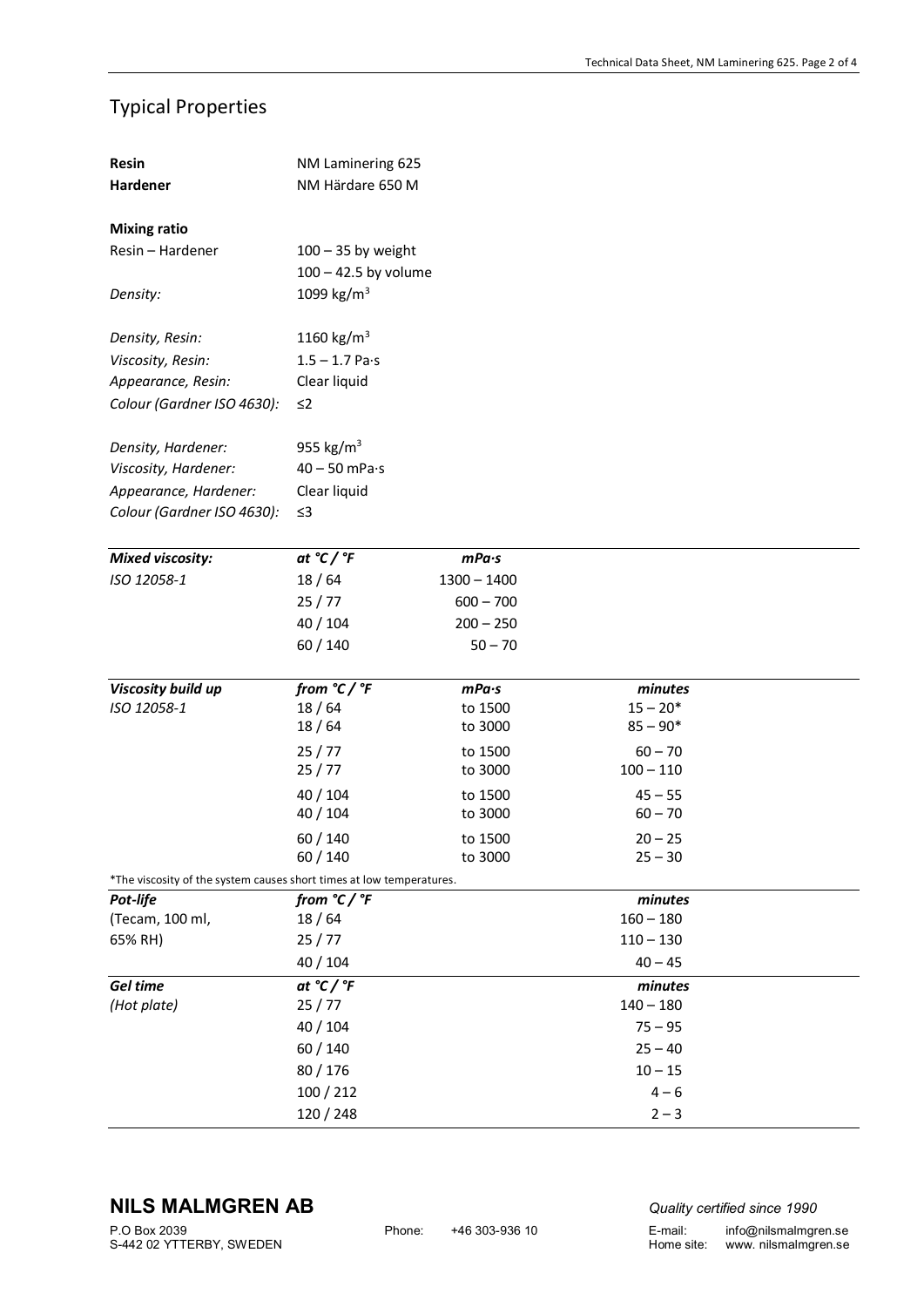## Typical Properties

| | |
|---|---|
| **Resin** | NM Laminering 625 |
| **Hardener** | NM Härdare 650 M |

**Mixing ratio**

| | |
|---|---|
| Resin – Hardener | 100 – 35 by weight |
| | 100 – 42.5 by volume |
| *Density:* | 1099 kg/m$^3$ |

| | |
|---|---|
| *Density, Resin:* | 1160 kg/m$^3$ |
| *Viscosity, Resin:* | 1.5 – 1.7 Pa·s |
| *Appearance, Resin:* | Clear liquid |
| *Colour (Gardner ISO 4630):* | ≤2 |

| | |
|---|---|
| *Density, Hardener:* | 955 kg/m$^3$ |
| *Viscosity, Hardener:* | 40 – 50 mPa·s |
| *Appearance, Hardener:* | Clear liquid |
| *Colour (Gardner ISO 4630):* | ≤3 |

| ***Mixed viscosity:*** | ***at °C / °F*** | ***mPa·s*** |
|---|---|---|
| *ISO 12058-1* | 18 / 64 | 1300 – 1400 |
| | 25 / 77 | 600 – 700 |
| | 40 / 104 | 200 – 250 |
| | 60 / 140 | 50 – 70 |

| ***Viscosity build up*** | ***from °C / °F*** | ***mPa·s*** | ***minutes*** |
|---|---|---|---|
| *ISO 12058-1* | 18 / 64 | to 1500 | 15 – 20* |
| | 18 / 64 | to 3000 | 85 – 90* |
| | 25 / 77 | to 1500 | 60 – 70 |
| | 25 / 77 | to 3000 | 100 – 110 |
| | 40 / 104 | to 1500 | 45 – 55 |
| | 40 / 104 | to 3000 | 60 – 70 |
| | 60 / 140 | to 1500 | 20 – 25 |
| | 60 / 140 | to 3000 | 25 – 30 |

*The viscosity of the system causes short times at low temperatures.

| ***Pot-life*** | ***from °C / °F*** | ***minutes*** |
|---|---|---|
| (Tecam, 100 ml, | 18 / 64 | 160 – 180 |
| 65% RH) | 25 / 77 | 110 – 130 |
| | 40 / 104 | 40 – 45 |

| ***Gel time*** | ***at °C / °F*** | ***minutes*** |
|---|---|---|
| *(Hot plate)* | 25 / 77 | 140 – 180 |
| | 40 / 104 | 75 – 95 |
| | 60 / 140 | 25 – 40 |
| | 80 / 176 | 10 – 15 |
| | 100 / 212 | 4 – 6 |
| | 120 / 248 | 2 – 3 |

**NILS MALMGREN AB**
P.O Box 2039
S-442 02 YTTERBY, SWEDEN

Phone: +46 303-936 10

*Quality certified since 1990*
E-mail: info@nilsmalmgren.se
Home site: www. nilsmalmgren.se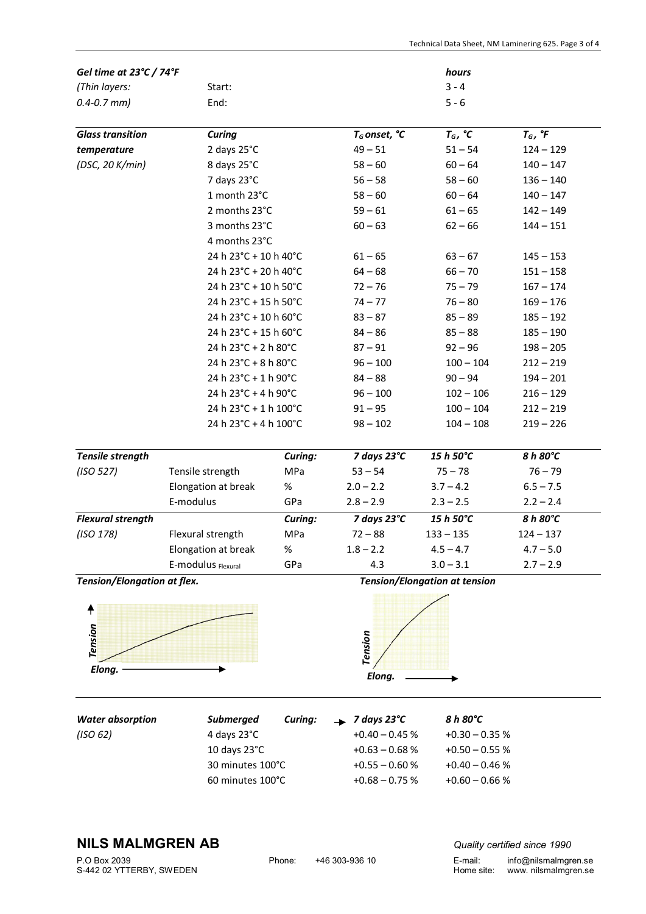| *Gel time at 23°C / 74°F* | | *hours* |
|---|---|---|
| *(Thin layers:* | Start: | 3 - 4 |
| *0.4-0.7 mm)* | End: | 5 - 6 |

| ***Glass transition*** | ***Curing*** | ***$T_G$ onset, °C*** | ***$T_G$, °C*** | ***$T_G$, °F*** |
|---|---|---|---|---|
| ***temperature*** | 2 days 25°C | 49 – 51 | 51 – 54 | 124 – 129 |
| *(DSC, 20 K/min)* | 8 days 25°C | 58 – 60 | 60 – 64 | 140 – 147 |
| | 7 days 23°C | 56 – 58 | 58 – 60 | 136 – 140 |
| | 1 month 23°C | 58 – 60 | 60 – 64 | 140 – 147 |
| | 2 months 23°C | 59 – 61 | 61 – 65 | 142 – 149 |
| | 3 months 23°C | 60 – 63 | 62 – 66 | 144 – 151 |
| | 4 months 23°C | | | |
| | 24 h 23°C + 10 h 40°C | 61 – 65 | 63 – 67 | 145 – 153 |
| | 24 h 23°C + 20 h 40°C | 64 – 68 | 66 – 70 | 151 – 158 |
| | 24 h 23°C + 10 h 50°C | 72 – 76 | 75 – 79 | 167 – 174 |
| | 24 h 23°C + 15 h 50°C | 74 – 77 | 76 – 80 | 169 – 176 |
| | 24 h 23°C + 10 h 60°C | 83 – 87 | 85 – 89 | 185 – 192 |
| | 24 h 23°C + 15 h 60°C | 84 – 86 | 85 – 88 | 185 – 190 |
| | 24 h 23°C + 2 h 80°C | 87 – 91 | 92 – 96 | 198 – 205 |
| | 24 h 23°C + 8 h 80°C | 96 – 100 | 100 – 104 | 212 – 219 |
| | 24 h 23°C + 1 h 90°C | 84 – 88 | 90 – 94 | 194 – 201 |
| | 24 h 23°C + 4 h 90°C | 96 – 100 | 102 – 106 | 216 – 129 |
| | 24 h 23°C + 1 h 100°C | 91 – 95 | 100 – 104 | 212 – 219 |
| | 24 h 23°C + 4 h 100°C | 98 – 102 | 104 – 108 | 219 – 226 |

| ***Tensile strength*** | | ***Curing:*** | ***7 days 23°C*** | ***15 h 50°C*** | ***8 h 80°C*** |
|---|---|---|---|---|---|
| *(ISO 527)* | Tensile strength | MPa | 53 – 54 | 75 – 78 | 76 – 79 |
| | Elongation at break | % | 2.0 – 2.2 | 3.7 – 4.2 | 6.5 – 7.5 |
| | E-modulus | GPa | 2.8 – 2.9 | 2.3 – 2.5 | 2.2 – 2.4 |
| ***Flexural strength*** | | ***Curing:*** | ***7 days 23°C*** | ***15 h 50°C*** | ***8 h 80°C*** |
| *(ISO 178)* | Flexural strength | MPa | 72 – 88 | 133 – 135 | 124 – 137 |
| | Elongation at break | % | 1.8 – 2.2 | 4.5 – 4.7 | 4.7 – 5.0 |
| | E-modulus $_{Flexural}$ | GPa | 4.3 | 3.0 – 3.1 | 2.7 – 2.9 |

***Tension/Elongation at flex.***

***Tension/Elongation at tension***

| ***Water absorption*** | ***Submerged*** | ***Curing:*** → | ***7 days 23°C*** | ***8 h 80°C*** |
|---|---|---|---|---|
| *(ISO 62)* | 4 days 23°C | | +0.40 – 0.45 % | +0.30 – 0.35 % |
| | 10 days 23°C | | +0.63 – 0.68 % | +0.50 – 0.55 % |
| | 30 minutes 100°C | | +0.55 – 0.60 % | +0.40 – 0.46 % |
| | 60 minutes 100°C | | +0.68 – 0.75 % | +0.60 – 0.66 % |

**NILS MALMGREN AB**

*Quality certified since 1990*

P.O Box 2039
S-442 02 YTTERBY, SWEDEN

Phone: +46 303-936 10

E-mail: info@nilsmalmgren.se
Home site: www. nilsmalmgren.se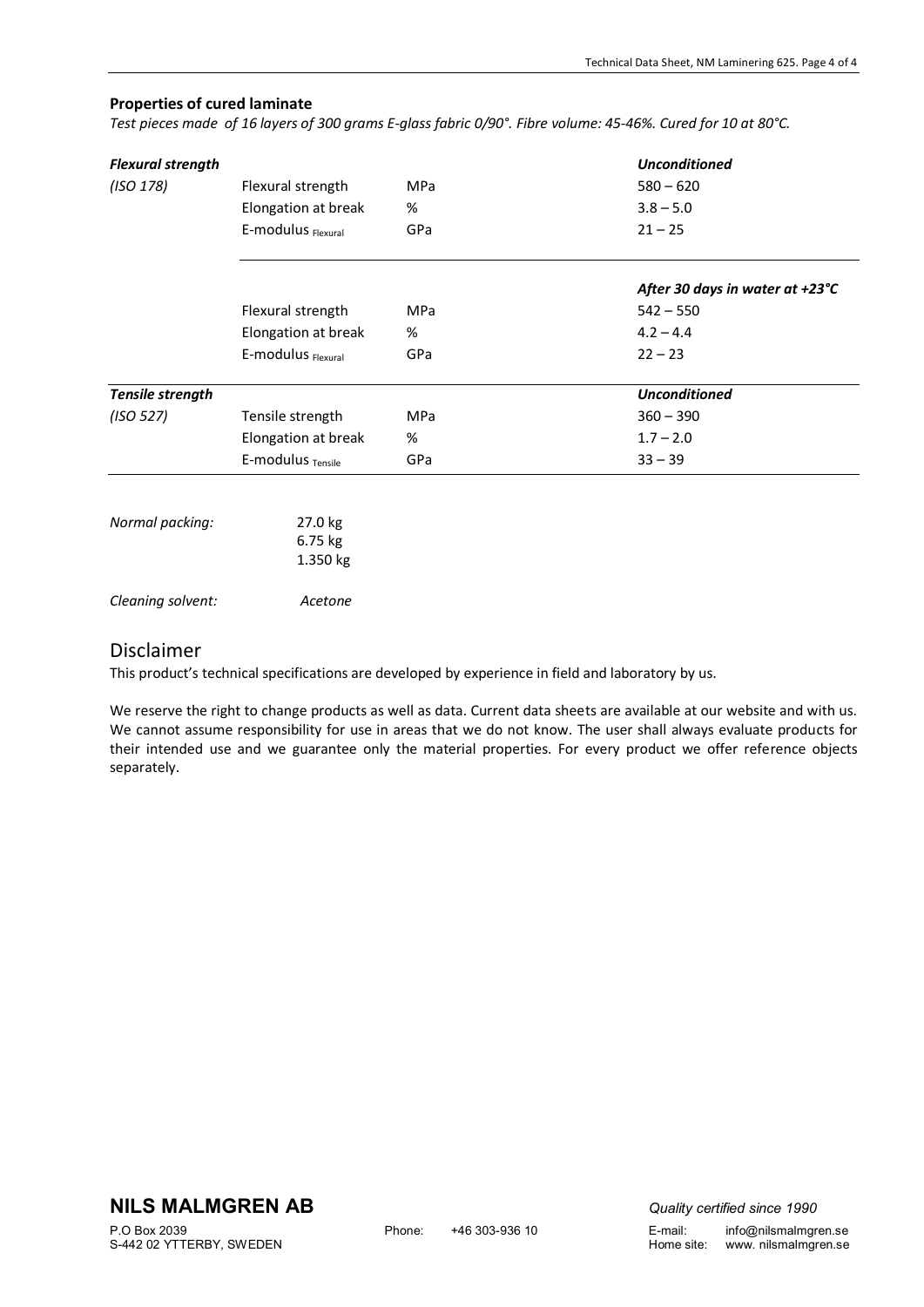### Properties of cured laminate

*Test pieces made of 16 layers of 300 grams E-glass fabric 0/90°. Fibre volume: 45-46%. Cured for 10 at 80°C.*

| | | | |
|---|---|---|---|
| ***Flexural strength*** | | | ***Unconditioned*** |
| *(ISO 178)* | Flexural strength | MPa | 580 – 620 |
| | Elongation at break | % | 3.8 – 5.0 |
| | E-modulus $_{Flexural}$ | GPa | 21 – 25 |
| | | | ***After 30 days in water at +23°C*** |
| | Flexural strength | MPa | 542 – 550 |
| | Elongation at break | % | 4.2 – 4.4 |
| | E-modulus $_{Flexural}$ | GPa | 22 – 23 |
| ***Tensile strength*** | | | ***Unconditioned*** |
| *(ISO 527)* | Tensile strength | MPa | 360 – 390 |
| | Elongation at break | % | 1.7 – 2.0 |
| | E-modulus $_{Tensile}$ | GPa | 33 – 39 |

*Normal packing:* 27.0 kg
6.75 kg
1.350 kg

*Cleaning solvent:* *Acetone*

## Disclaimer

This product's technical specifications are developed by experience in field and laboratory by us.

We reserve the right to change products as well as data. Current data sheets are available at our website and with us. We cannot assume responsibility for use in areas that we do not know. The user shall always evaluate products for their intended use and we guarantee only the material properties. For every product we offer reference objects separately.

**NILS MALMGREN AB**

*Quality certified since 1990*

P.O Box 2039
S-442 02 YTTERBY, SWEDEN

Phone: +46 303-936 10

E-mail: info@nilsmalmgren.se
Home site: www. nilsmalmgren.se